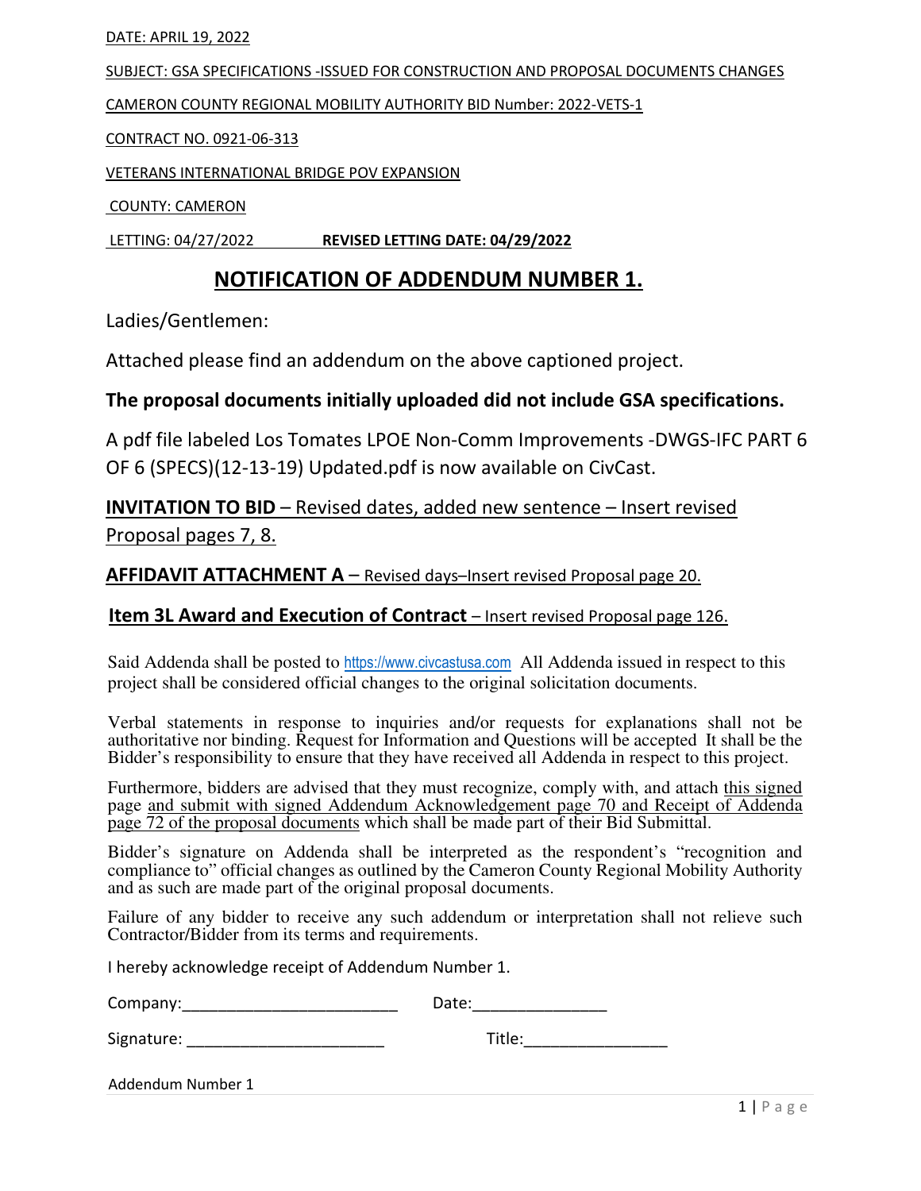DATE: APRIL 19, 2022

SUBJECT: GSA SPECIFICATIONS -ISSUED FOR CONSTRUCTION AND PROPOSAL DOCUMENTS CHANGES

CAMERON COUNTY REGIONAL MOBILITY AUTHORITY BID Number: 2022-VETS-1

CONTRACT NO. 0921-06-313

VETERANS INTERNATIONAL BRIDGE POV EXPANSION

COUNTY: CAMERON

LETTING: 04/27/2022 **REVISED LETTING DATE: 04/29/2022**

# NOTIFICATION OF ADDENDUM NUMBER 1.

Ladies/Gentlemen:

Attached please find an addendum on the above captioned project.

**The proposal documents initially uploaded did not include GSA specifications.**

A pdf file labeled Los Tomates LPOE Non-Comm Improvements -DWGS-IFC PART 6 OF 6 (SPECS)(12-13-19) Updated.pdf is now available on CivCast.

**INVITATION TO BID** – Revised dates, added new sentence – Insert revised Proposal pages 7, 8.

**AFFIDAVIT ATTACHMENT A** – Revised days–Insert revised Proposal page 20.

**Item 3L Award and Execution of Contract** – Insert revised Proposal page 126.

Said Addenda shall be posted to https://www.civcastusa.com All Addenda issued in respect to this project shall be considered official changes to the original solicitation documents.

Verbal statements in response to inquiries and/or requests for explanations shall not be authoritative nor binding. Request for Information and Questions will be accepted It shall be the Bidder's responsibility to ensure that they have received all Addenda in respect to this project.

Furthermore, bidders are advised that they must recognize, comply with, and attach this signed page and submit with signed Addendum Acknowledgement page 70 and Receipt of Addenda page 72 of the proposal documents which shall be made part of their Bid Submittal.

Bidder's signature on Addenda shall be interpreted as the respondent's "recognition and compliance to" official changes as outlined by the Cameron County Regional Mobility Authority and as such are made part of the original proposal documents.

Failure of any bidder to receive any such addendum or interpretation shall not relieve such Contractor/Bidder from its terms and requirements.

I hereby acknowledge receipt of Addendum Number 1.

Company:________________________ Date:_______________

Signature: ______________________ Title:________________

Addendum Number 1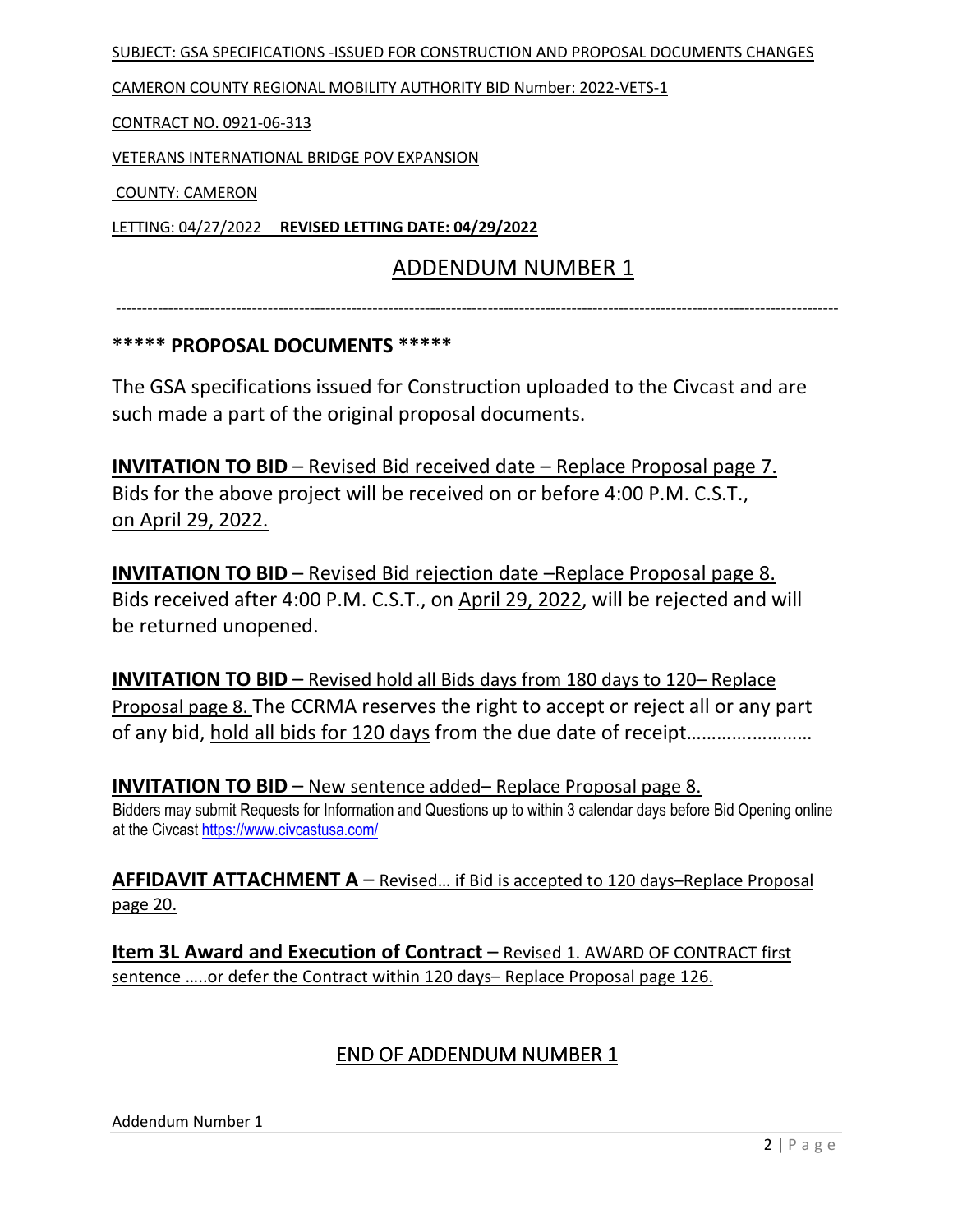SUBJECT: GSA SPECIFICATIONS -ISSUED FOR CONSTRUCTION AND PROPOSAL DOCUMENTS CHANGES

CAMERON COUNTY REGIONAL MOBILITY AUTHORITY BID Number: 2022-VETS-1

CONTRACT NO. 0921-06-313

VETERANS INTERNATIONAL BRIDGE POV EXPANSION

COUNTY: CAMERON

LETTING: 04/27/2022 **REVISED LETTING DATE: 04/29/2022**

# ADDENDUM NUMBER 1

---

## ***** PROPOSAL DOCUMENTS *****

The GSA specifications issued for Construction uploaded to the Civcast and are such made a part of the original proposal documents.

**INVITATION TO BID** – Revised Bid received date – Replace Proposal page 7. Bids for the above project will be received on or before 4:00 P.M. C.S.T., on April 29, 2022.

**INVITATION TO BID** – Revised Bid rejection date –Replace Proposal page 8. Bids received after 4:00 P.M. C.S.T., on April 29, 2022, will be rejected and will be returned unopened.

**INVITATION TO BID** – Revised hold all Bids days from 180 days to 120– Replace Proposal page 8. The CCRMA reserves the right to accept or reject all or any part of any bid, hold all bids for 120 days from the due date of receipt……………………

**INVITATION TO BID** – New sentence added– Replace Proposal page 8. Bidders may submit Requests for Information and Questions up to within 3 calendar days before Bid Opening online at the Civcast https://www.civcastusa.com/

**AFFIDAVIT ATTACHMENT A** – Revised… if Bid is accepted to 120 days–Replace Proposal page 20.

**Item 3L Award and Execution of Contract** – Revised 1. AWARD OF CONTRACT first sentence …..or defer the Contract within 120 days– Replace Proposal page 126.

## END OF ADDENDUM NUMBER 1

Addendum Number 1